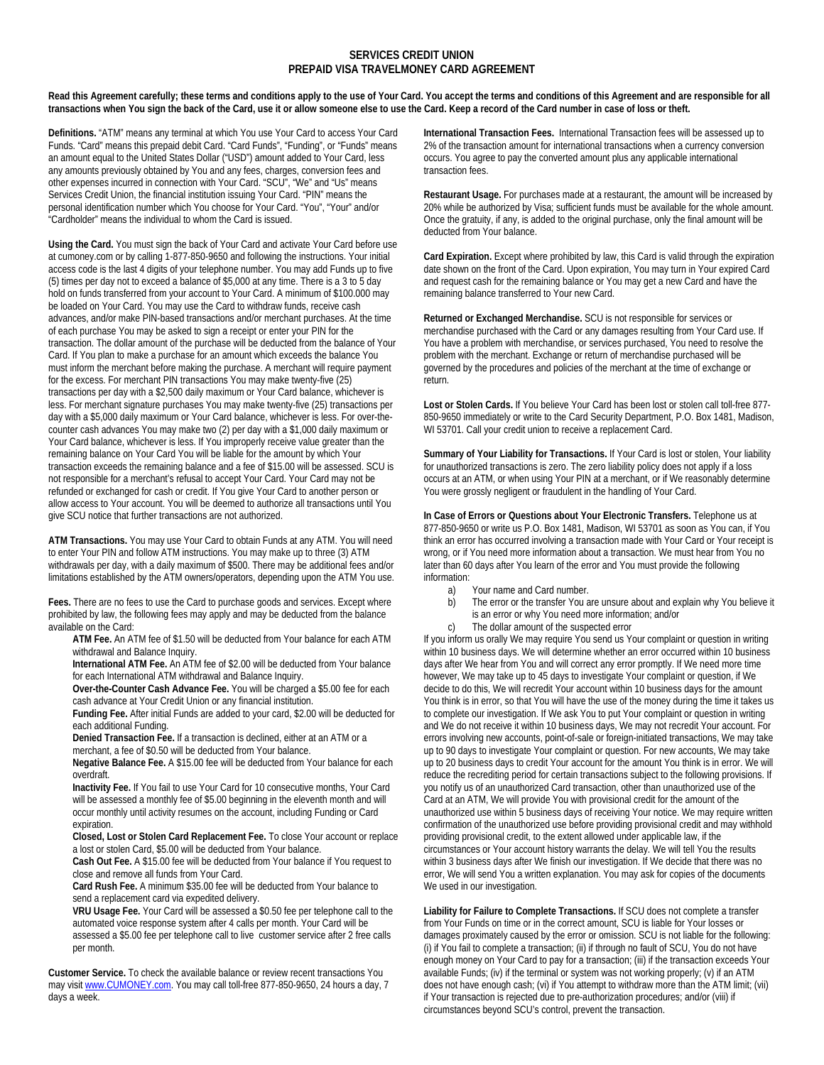# SERVICES CREDIT UNION
# PREPAID VISA TRAVELMONEY CARD AGREEMENT

**Read this Agreement carefully; these terms and conditions apply to the use of Your Card. You accept the terms and conditions of this Agreement and are responsible for all transactions when You sign the back of the Card, use it or allow someone else to use the Card. Keep a record of the Card number in case of loss or theft.**

**Definitions.** "ATM" means any terminal at which You use Your Card to access Your Card Funds. "Card" means this prepaid debit Card. "Card Funds", "Funding", or "Funds" means an amount equal to the United States Dollar ("USD") amount added to Your Card, less any amounts previously obtained by You and any fees, charges, conversion fees and other expenses incurred in connection with Your Card. "SCU", "We" and "Us" means Services Credit Union, the financial institution issuing Your Card. "PIN" means the personal identification number which You choose for Your Card. "You", "Your" and/or "Cardholder" means the individual to whom the Card is issued.

**Using the Card.** You must sign the back of Your Card and activate Your Card before use at cumoney.com or by calling 1-877-850-9650 and following the instructions. Your initial access code is the last 4 digits of your telephone number. You may add Funds up to five (5) times per day not to exceed a balance of $5,000 at any time. There is a 3 to 5 day hold on funds transferred from your account to Your Card. A minimum of $100.000 may be loaded on Your Card. You may use the Card to withdraw funds, receive cash advances, and/or make PIN-based transactions and/or merchant purchases. At the time of each purchase You may be asked to sign a receipt or enter your PIN for the transaction. The dollar amount of the purchase will be deducted from the balance of Your Card. If You plan to make a purchase for an amount which exceeds the balance You must inform the merchant before making the purchase. A merchant will require payment for the excess. For merchant PIN transactions You may make twenty-five (25) transactions per day with a $2,500 daily maximum or Your Card balance, whichever is less. For merchant signature purchases You may make twenty-five (25) transactions per day with a $5,000 daily maximum or Your Card balance, whichever is less. For over-the-counter cash advances You may make two (2) per day with a $1,000 daily maximum or Your Card balance, whichever is less. If You improperly receive value greater than the remaining balance on Your Card You will be liable for the amount by which Your transaction exceeds the remaining balance and a fee of $15.00 will be assessed. SCU is not responsible for a merchant's refusal to accept Your Card. Your Card may not be refunded or exchanged for cash or credit. If You give Your Card to another person or allow access to Your account. You will be deemed to authorize all transactions until You give SCU notice that further transactions are not authorized.

**ATM Transactions.** You may use Your Card to obtain Funds at any ATM. You will need to enter Your PIN and follow ATM instructions. You may make up to three (3) ATM withdrawals per day, with a daily maximum of $500. There may be additional fees and/or limitations established by the ATM owners/operators, depending upon the ATM You use.

**Fees.** There are no fees to use the Card to purchase goods and services. Except where prohibited by law, the following fees may apply and may be deducted from the balance available on the Card:

**ATM Fee.** An ATM fee of $1.50 will be deducted from Your balance for each ATM withdrawal and Balance Inquiry.

**International ATM Fee.** An ATM fee of $2.00 will be deducted from Your balance for each International ATM withdrawal and Balance Inquiry.

**Over-the-Counter Cash Advance Fee.** You will be charged a $5.00 fee for each cash advance at Your Credit Union or any financial institution.

**Funding Fee.** After initial Funds are added to your card, $2.00 will be deducted for each additional Funding.

**Denied Transaction Fee.** If a transaction is declined, either at an ATM or a merchant, a fee of $0.50 will be deducted from Your balance.

**Negative Balance Fee.** A $15.00 fee will be deducted from Your balance for each overdraft.

**Inactivity Fee.** If You fail to use Your Card for 10 consecutive months, Your Card will be assessed a monthly fee of $5.00 beginning in the eleventh month and will occur monthly until activity resumes on the account, including Funding or Card expiration.

**Closed, Lost or Stolen Card Replacement Fee.** To close Your account or replace a lost or stolen Card, $5.00 will be deducted from Your balance.

**Cash Out Fee.** A $15.00 fee will be deducted from Your balance if You request to close and remove all funds from Your Card.

**Card Rush Fee.** A minimum $35.00 fee will be deducted from Your balance to send a replacement card via expedited delivery.

**VRU Usage Fee.** Your Card will be assessed a $0.50 fee per telephone call to the automated voice response system after 4 calls per month. Your Card will be assessed a $5.00 fee per telephone call to live customer service after 2 free calls per month.

**Customer Service.** To check the available balance or review recent transactions You may visit www.CUMONEY.com. You may call toll-free 877-850-9650, 24 hours a day, 7 days a week.

**International Transaction Fees.** International Transaction fees will be assessed up to 2% of the transaction amount for international transactions when a currency conversion occurs. You agree to pay the converted amount plus any applicable international transaction fees.

**Restaurant Usage.** For purchases made at a restaurant, the amount will be increased by 20% while be authorized by Visa; sufficient funds must be available for the whole amount. Once the gratuity, if any, is added to the original purchase, only the final amount will be deducted from Your balance.

**Card Expiration.** Except where prohibited by law, this Card is valid through the expiration date shown on the front of the Card. Upon expiration, You may turn in Your expired Card and request cash for the remaining balance or You may get a new Card and have the remaining balance transferred to Your new Card.

**Returned or Exchanged Merchandise.** SCU is not responsible for services or merchandise purchased with the Card or any damages resulting from Your Card use. If You have a problem with merchandise, or services purchased, You need to resolve the problem with the merchant. Exchange or return of merchandise purchased will be governed by the procedures and policies of the merchant at the time of exchange or return.

**Lost or Stolen Cards.** If You believe Your Card has been lost or stolen call toll-free 877-850-9650 immediately or write to the Card Security Department, P.O. Box 1481, Madison, WI 53701. Call your credit union to receive a replacement Card.

**Summary of Your Liability for Transactions.** If Your Card is lost or stolen, Your liability for unauthorized transactions is zero. The zero liability policy does not apply if a loss occurs at an ATM, or when using Your PIN at a merchant, or if We reasonably determine You were grossly negligent or fraudulent in the handling of Your Card.

**In Case of Errors or Questions about Your Electronic Transfers.** Telephone us at 877-850-9650 or write us P.O. Box 1481, Madison, WI 53701 as soon as You can, if You think an error has occurred involving a transaction made with Your Card or Your receipt is wrong, or if You need more information about a transaction. We must hear from You no later than 60 days after You learn of the error and You must provide the following information:

a) Your name and Card number.
b) The error or the transfer You are unsure about and explain why You believe it is an error or why You need more information; and/or
c) The dollar amount of the suspected error

If you inform us orally We may require You send us Your complaint or question in writing within 10 business days. We will determine whether an error occurred within 10 business days after We hear from You and will correct any error promptly. If We need more time however, We may take up to 45 days to investigate Your complaint or question, if We decide to do this, We will recredit Your account within 10 business days for the amount You think is in error, so that You will have the use of the money during the time it takes us to complete our investigation. If We ask You to put Your complaint or question in writing and We do not receive it within 10 business days, We may not recredit Your account. For errors involving new accounts, point-of-sale or foreign-initiated transactions, We may take up to 90 days to investigate Your complaint or question. For new accounts, We may take up to 20 business days to credit Your account for the amount You think is in error. We will reduce the recrediting period for certain transactions subject to the following provisions. If you notify us of an unauthorized Card transaction, other than unauthorized use of the Card at an ATM, We will provide You with provisional credit for the amount of the unauthorized use within 5 business days of receiving Your notice. We may require written confirmation of the unauthorized use before providing provisional credit and may withhold providing provisional credit, to the extent allowed under applicable law, if the circumstances or Your account history warrants the delay. We will tell You the results within 3 business days after We finish our investigation. If We decide that there was no error, We will send You a written explanation. You may ask for copies of the documents We used in our investigation.

**Liability for Failure to Complete Transactions.** If SCU does not complete a transfer from Your Funds on time or in the correct amount, SCU is liable for Your losses or damages proximately caused by the error or omission. SCU is not liable for the following: (i) if You fail to complete a transaction; (ii) if through no fault of SCU, You do not have enough money on Your Card to pay for a transaction; (iii) if the transaction exceeds Your available Funds; (iv) if the terminal or system was not working properly; (v) if an ATM does not have enough cash; (vi) if You attempt to withdraw more than the ATM limit; (vii) if Your transaction is rejected due to pre-authorization procedures; and/or (viii) if circumstances beyond SCU's control, prevent the transaction.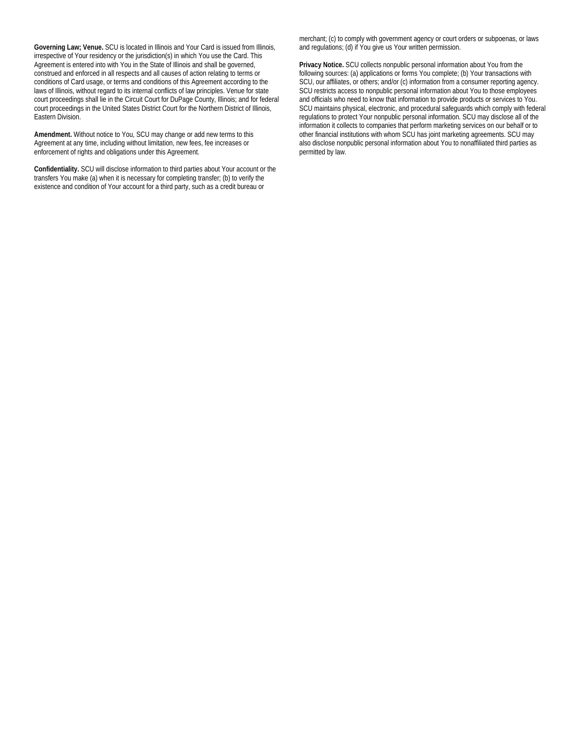**Governing Law; Venue.** SCU is located in Illinois and Your Card is issued from Illinois, irrespective of Your residency or the jurisdiction(s) in which You use the Card. This Agreement is entered into with You in the State of Illinois and shall be governed, construed and enforced in all respects and all causes of action relating to terms or conditions of Card usage, or terms and conditions of this Agreement according to the laws of Illinois, without regard to its internal conflicts of law principles. Venue for state court proceedings shall lie in the Circuit Court for DuPage County, Illinois; and for federal court proceedings in the United States District Court for the Northern District of Illinois, Eastern Division.

**Amendment.** Without notice to You, SCU may change or add new terms to this Agreement at any time, including without limitation, new fees, fee increases or enforcement of rights and obligations under this Agreement.

**Confidentiality.** SCU will disclose information to third parties about Your account or the transfers You make (a) when it is necessary for completing transfer; (b) to verify the existence and condition of Your account for a third party, such as a credit bureau or merchant; (c) to comply with government agency or court orders or subpoenas, or laws and regulations; (d) if You give us Your written permission.

**Privacy Notice.** SCU collects nonpublic personal information about You from the following sources: (a) applications or forms You complete; (b) Your transactions with SCU, our affiliates, or others; and/or (c) information from a consumer reporting agency. SCU restricts access to nonpublic personal information about You to those employees and officials who need to know that information to provide products or services to You. SCU maintains physical, electronic, and procedural safeguards which comply with federal regulations to protect Your nonpublic personal information. SCU may disclose all of the information it collects to companies that perform marketing services on our behalf or to other financial institutions with whom SCU has joint marketing agreements. SCU may also disclose nonpublic personal information about You to nonaffiliated third parties as permitted by law.